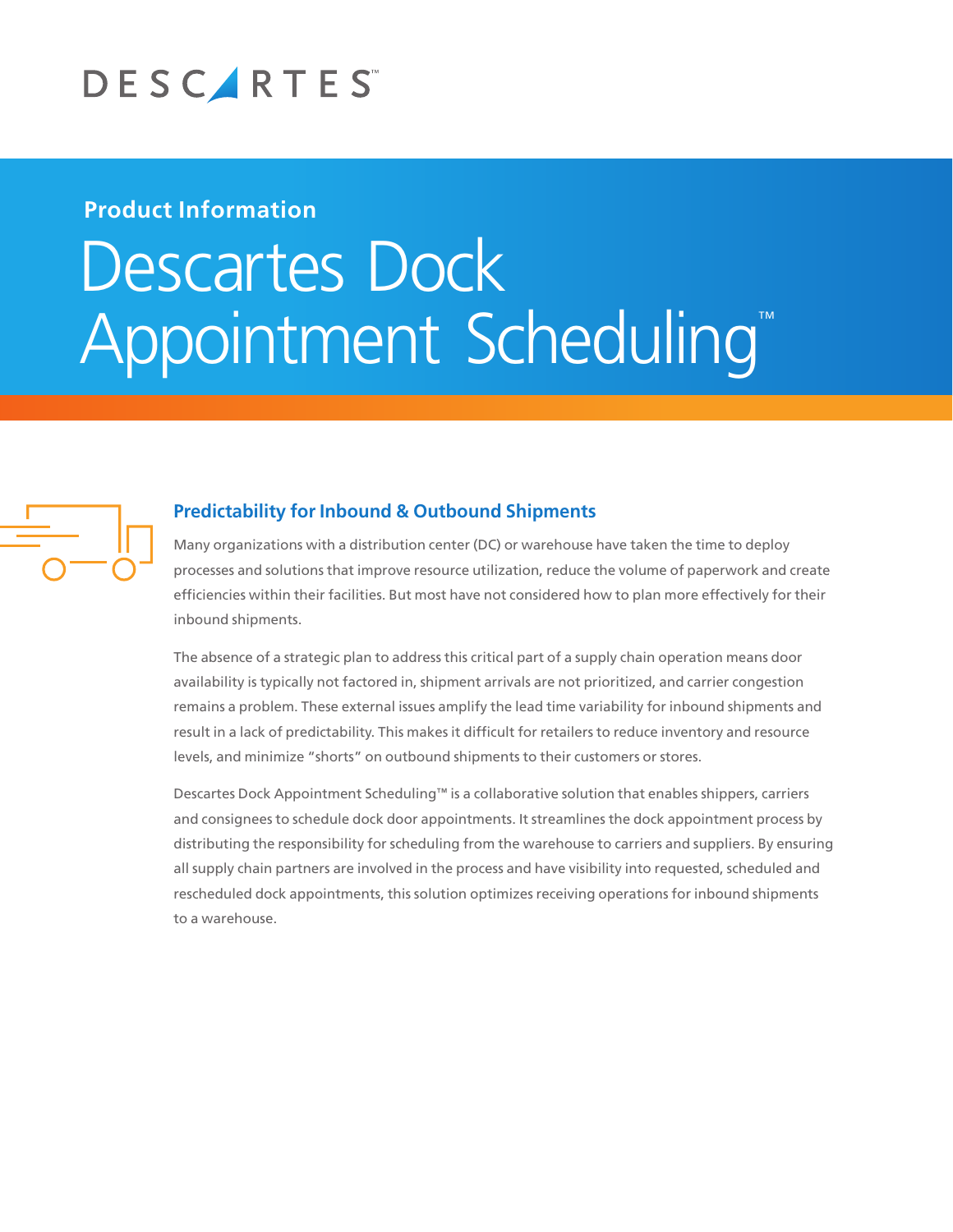DESCARTES™

**Product Information**

# Descartes Dock Appointment Scheduling™

## Predictability for Inbound & Outbound Shipments

Many organizations with a distribution center (DC) or warehouse have taken the time to deploy processes and solutions that improve resource utilization, reduce the volume of paperwork and create efficiencies within their facilities. But most have not considered how to plan more effectively for their inbound shipments.

The absence of a strategic plan to address this critical part of a supply chain operation means door availability is typically not factored in, shipment arrivals are not prioritized, and carrier congestion remains a problem. These external issues amplify the lead time variability for inbound shipments and result in a lack of predictability. This makes it difficult for retailers to reduce inventory and resource levels, and minimize "shorts" on outbound shipments to their customers or stores.

Descartes Dock Appointment Scheduling™ is a collaborative solution that enables shippers, carriers and consignees to schedule dock door appointments. It streamlines the dock appointment process by distributing the responsibility for scheduling from the warehouse to carriers and suppliers. By ensuring all supply chain partners are involved in the process and have visibility into requested, scheduled and rescheduled dock appointments, this solution optimizes receiving operations for inbound shipments to a warehouse.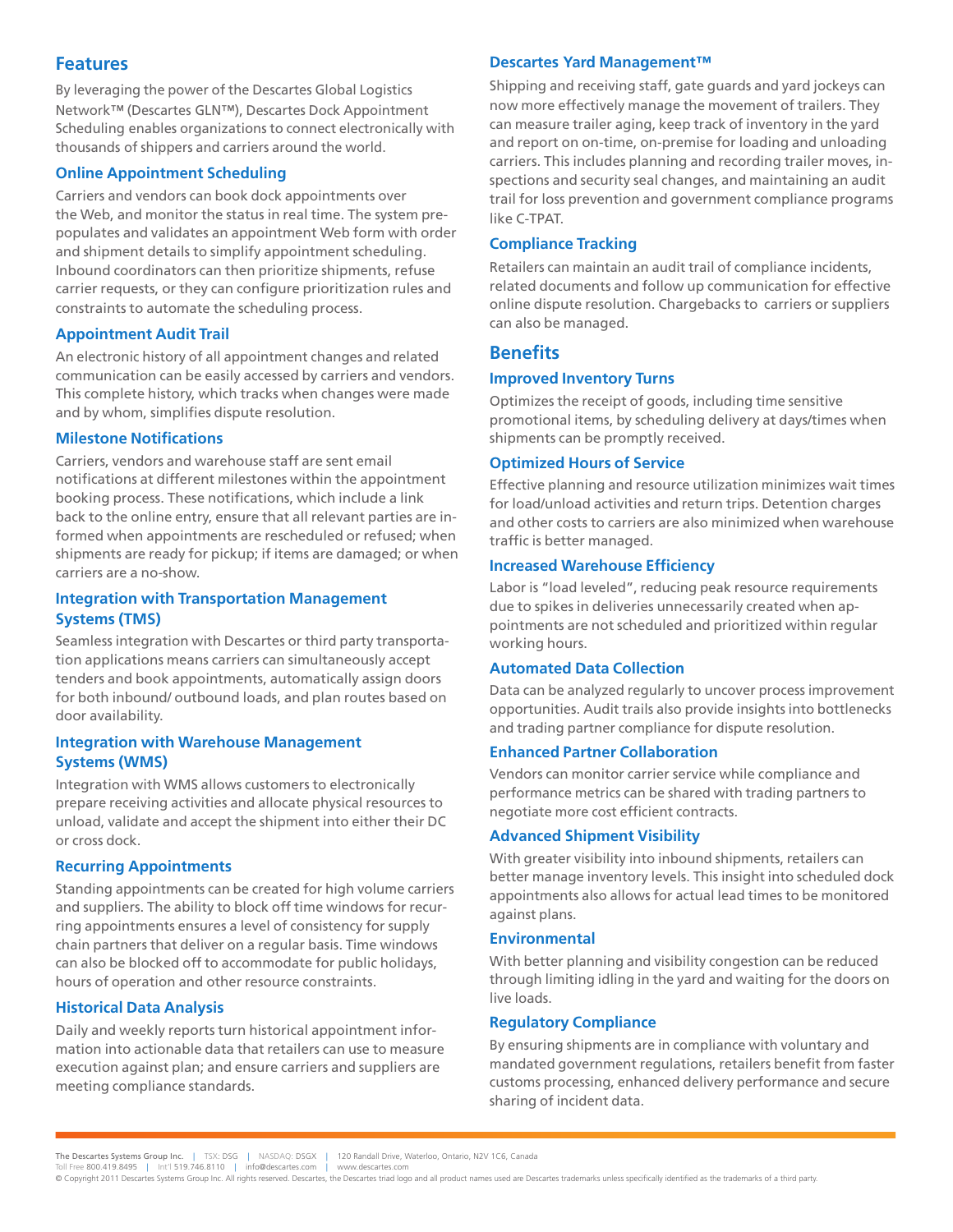## Features

By leveraging the power of the Descartes Global Logistics Network™ (Descartes GLN™), Descartes Dock Appointment Scheduling enables organizations to connect electronically with thousands of shippers and carriers around the world.

### Online Appointment Scheduling

Carriers and vendors can book dock appointments over the Web, and monitor the status in real time. The system pre-populates and validates an appointment Web form with order and shipment details to simplify appointment scheduling. Inbound coordinators can then prioritize shipments, refuse carrier requests, or they can configure prioritization rules and constraints to automate the scheduling process.

### Appointment Audit Trail

An electronic history of all appointment changes and related communication can be easily accessed by carriers and vendors. This complete history, which tracks when changes were made and by whom, simplifies dispute resolution.

### Milestone Notifications

Carriers, vendors and warehouse staff are sent email notifications at different milestones within the appointment booking process. These notifications, which include a link back to the online entry, ensure that all relevant parties are informed when appointments are rescheduled or refused; when shipments are ready for pickup; if items are damaged; or when carriers are a no-show.

### Integration with Transportation Management Systems (TMS)

Seamless integration with Descartes or third party transportation applications means carriers can simultaneously accept tenders and book appointments, automatically assign doors for both inbound/ outbound loads, and plan routes based on door availability.

### Integration with Warehouse Management Systems (WMS)

Integration with WMS allows customers to electronically prepare receiving activities and allocate physical resources to unload, validate and accept the shipment into either their DC or cross dock.

### Recurring Appointments

Standing appointments can be created for high volume carriers and suppliers. The ability to block off time windows for recurring appointments ensures a level of consistency for supply chain partners that deliver on a regular basis. Time windows can also be blocked off to accommodate for public holidays, hours of operation and other resource constraints.

### Historical Data Analysis

Daily and weekly reports turn historical appointment information into actionable data that retailers can use to measure execution against plan; and ensure carriers and suppliers are meeting compliance standards.

### Descartes Yard Management™

Shipping and receiving staff, gate guards and yard jockeys can now more effectively manage the movement of trailers. They can measure trailer aging, keep track of inventory in the yard and report on on-time, on-premise for loading and unloading carriers. This includes planning and recording trailer moves, inspections and security seal changes, and maintaining an audit trail for loss prevention and government compliance programs like C-TPAT.

### Compliance Tracking

Retailers can maintain an audit trail of compliance incidents, related documents and follow up communication for effective online dispute resolution. Chargebacks to carriers or suppliers can also be managed.

## Benefits

### Improved Inventory Turns

Optimizes the receipt of goods, including time sensitive promotional items, by scheduling delivery at days/times when shipments can be promptly received.

### Optimized Hours of Service

Effective planning and resource utilization minimizes wait times for load/unload activities and return trips. Detention charges and other costs to carriers are also minimized when warehouse traffic is better managed.

### Increased Warehouse Efficiency

Labor is "load leveled", reducing peak resource requirements due to spikes in deliveries unnecessarily created when appointments are not scheduled and prioritized within regular working hours.

### Automated Data Collection

Data can be analyzed regularly to uncover process improvement opportunities. Audit trails also provide insights into bottlenecks and trading partner compliance for dispute resolution.

### Enhanced Partner Collaboration

Vendors can monitor carrier service while compliance and performance metrics can be shared with trading partners to negotiate more cost efficient contracts.

### Advanced Shipment Visibility

With greater visibility into inbound shipments, retailers can better manage inventory levels. This insight into scheduled dock appointments also allows for actual lead times to be monitored against plans.

### Environmental

With better planning and visibility congestion can be reduced through limiting idling in the yard and waiting for the doors on live loads.

### Regulatory Compliance

By ensuring shipments are in compliance with voluntary and mandated government regulations, retailers benefit from faster customs processing, enhanced delivery performance and secure sharing of incident data.

The Descartes Systems Group Inc. | TSX: DSG | NASDAQ: DSGX | 120 Randall Drive, Waterloo, Ontario, N2V 1C6, Canada
Toll Free 800.419.8495 | Int'l 519.746.8110 | info@descartes.com | www.descartes.com
© Copyright 2011 Descartes Systems Group Inc. All rights reserved. Descartes, the Descartes triad logo and all product names used are Descartes trademarks unless specifically identified as the trademarks of a third party.